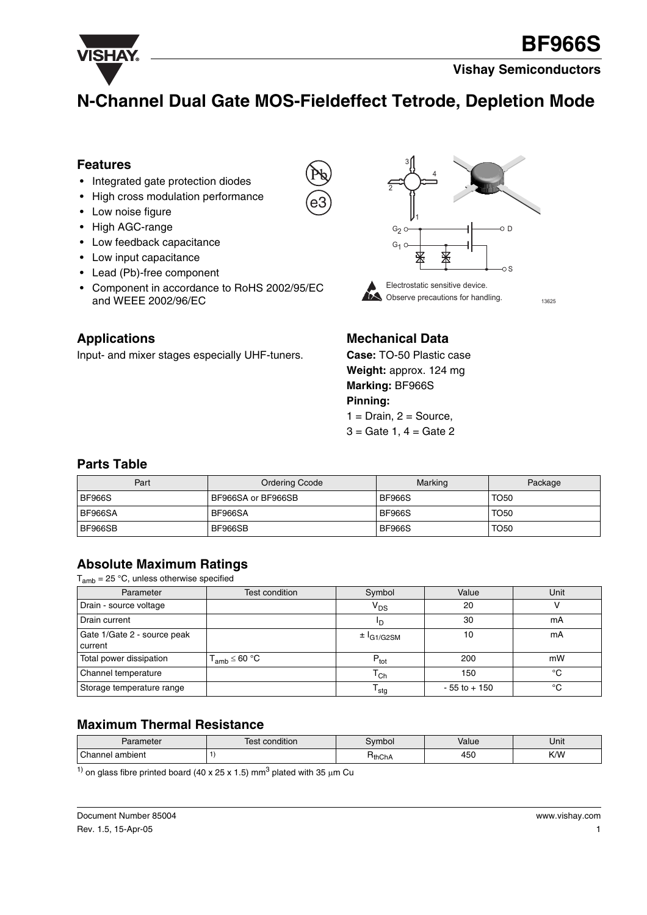# BF966S

**Vishay Semiconductors**

## N-Channel Dual Gate MOS-Fieldeffect Tetrode, Depletion Mode

### Features

- Integrated gate protection diodes
- High cross modulation performance
- Low noise figure
- High AGC-range
- Low feedback capacitance
- Low input capacitance
- Lead (Pb)-free component
- Component in accordance to RoHS 2002/95/EC and WEEE 2002/96/EC

Electrostatic sensitive device. Observe precautions for handling.

### Applications

Input- and mixer stages especially UHF-tuners.

### Mechanical Data

**Case:** TO-50 Plastic case

**Weight:** approx. 124 mg

**Marking:** BF966S

**Pinning:**

1 = Drain, 2 = Source,

3 = Gate 1, 4 = Gate 2

### Parts Table

| Part | Ordering Ccode | Marking | Package |
|---|---|---|---|
| BF966S | BF966SA or BF966SB | BF966S | TO50 |
| BF966SA | BF966SA | BF966S | TO50 |
| BF966SB | BF966SB | BF966S | TO50 |

### Absolute Maximum Ratings

$T_{amb}$ = 25 °C, unless otherwise specified

| Parameter | Test condition | Symbol | Value | Unit |
|---|---|---|---|---|
| Drain - source voltage | | $V_{DS}$ | 20 | V |
| Drain current | | $I_D$ | 30 | mA |
| Gate 1/Gate 2 - source peak current | | $\pm I_{G1/G2SM}$ | 10 | mA |
| Total power dissipation | $T_{amb} \leq 60$ °C | $P_{tot}$ | 200 | mW |
| Channel temperature | | $T_{Ch}$ | 150 | °C |
| Storage temperature range | | $T_{stg}$ | - 55 to + 150 | °C |

### Maximum Thermal Resistance

| Parameter | Test condition | Symbol | Value | Unit |
|---|---|---|---|---|
| Channel ambient | 1) | $R_{thChA}$ | 450 | K/W |

1) on glass fibre printed board (40 x 25 x 1.5) $mm^3$ plated with 35 μm Cu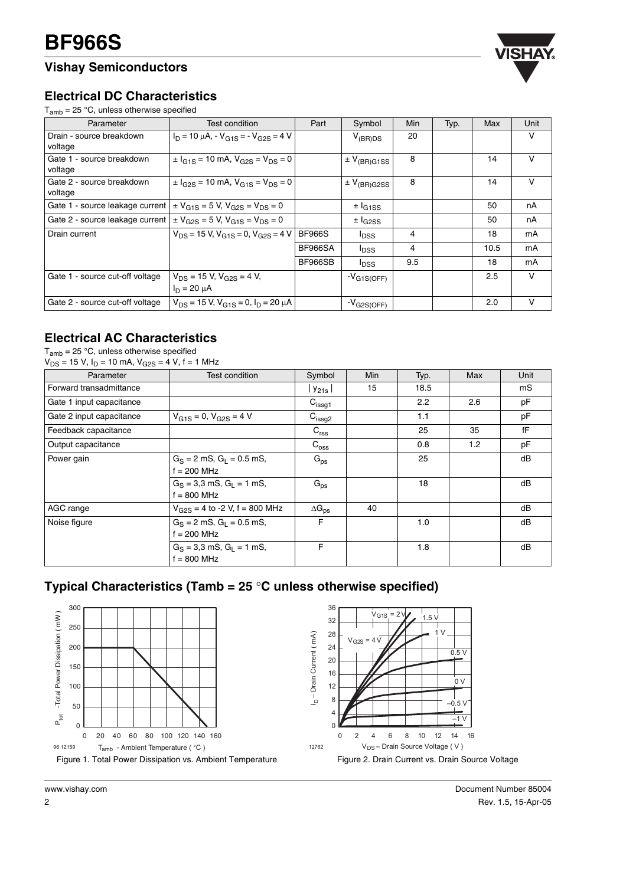## Electrical DC Characteristics

$T_{amb}$ = 25 °C, unless otherwise specified

| Parameter | Test condition | Part | Symbol | Min | Typ. | Max | Unit |
|---|---|---|---|---|---|---|---|
| Drain - source breakdown voltage | $I_D$ = 10 μA, - $V_{G1S}$ = - $V_{G2S}$ = 4 V | | $V_{(BR)DS}$ | 20 | | | V |
| Gate 1 - source breakdown voltage | ± $I_{G1S}$ = 10 mA, $V_{G2S}$ = $V_{DS}$ = 0 | | ± $V_{(BR)G1SS}$ | 8 | | 14 | V |
| Gate 2 - source breakdown voltage | ± $I_{G2S}$ = 10 mA, $V_{G1S}$ = $V_{DS}$ = 0 | | ± $V_{(BR)G2SS}$ | 8 | | 14 | V |
| Gate 1 - source leakage current | ± $V_{G1S}$ = 5 V, $V_{G2S}$ = $V_{DS}$ = 0 | | ± $I_{G1SS}$ | | | 50 | nA |
| Gate 2 - source leakage current | ± $V_{G2S}$ = 5 V, $V_{G1S}$ = $V_{DS}$ = 0 | | ± $I_{G2SS}$ | | | 50 | nA |
| Drain current | $V_{DS}$ = 15 V, $V_{G1S}$ = 0, $V_{G2S}$ = 4 V | BF966S | $I_{DSS}$ | 4 | | 18 | mA |
| | | BF966SA | $I_{DSS}$ | 4 | | 10.5 | mA |
| | | BF966SB | $I_{DSS}$ | 9.5 | | 18 | mA |
| Gate 1 - source cut-off voltage | $V_{DS}$ = 15 V, $V_{G2S}$ = 4 V, $I_D$ = 20 μA | | $-V_{G1S(OFF)}$ | | | 2.5 | V |
| Gate 2 - source cut-off voltage | $V_{DS}$ = 15 V, $V_{G1S}$ = 0, $I_D$ = 20 μA | | $-V_{G2S(OFF)}$ | | | 2.0 | V |

## Electrical AC Characteristics

$T_{amb}$ = 25 °C, unless otherwise specified
$V_{DS}$ = 15 V, $I_D$ = 10 mA, $V_{G2S}$ = 4 V, f = 1 MHz

| Parameter | Test condition | Symbol | Min | Typ. | Max | Unit |
|---|---|---|---|---|---|---|
| Forward transadmittance | | $\lvert y_{21s} \rvert$ | 15 | 18.5 | | mS |
| Gate 1 input capacitance | | $C_{issg1}$ | | 2.2 | 2.6 | pF |
| Gate 2 input capacitance | $V_{G1S}$ = 0, $V_{G2S}$ = 4 V | $C_{issg2}$ | | 1.1 | | pF |
| Feedback capacitance | | $C_{rss}$ | | 25 | 35 | fF |
| Output capacitance | | $C_{oss}$ | | 0.8 | 1.2 | pF |
| Power gain | $G_S$ = 2 mS, $G_L$ = 0.5 mS, f = 200 MHz | $G_{ps}$ | | 25 | | dB |
| | $G_S$ = 3,3 mS, $G_L$ = 1 mS, f = 800 MHz | $G_{ps}$ | | 18 | | dB |
| AGC range | $V_{G2S}$ = 4 to -2 V, f = 800 MHz | $\Delta G_{ps}$ | 40 | | | dB |
| Noise figure | $G_S$ = 2 mS, $G_L$ = 0.5 mS, f = 200 MHz | F | | 1.0 | | dB |
| | $G_S$ = 3,3 mS, $G_L$ = 1 mS, f = 800 MHz | F | | 1.8 | | dB |

## Typical Characteristics (Tamb = 25 °C unless otherwise specified)

Figure 1. Total Power Dissipation vs. Ambient Temperature

Figure 2. Drain Current vs. Drain Source Voltage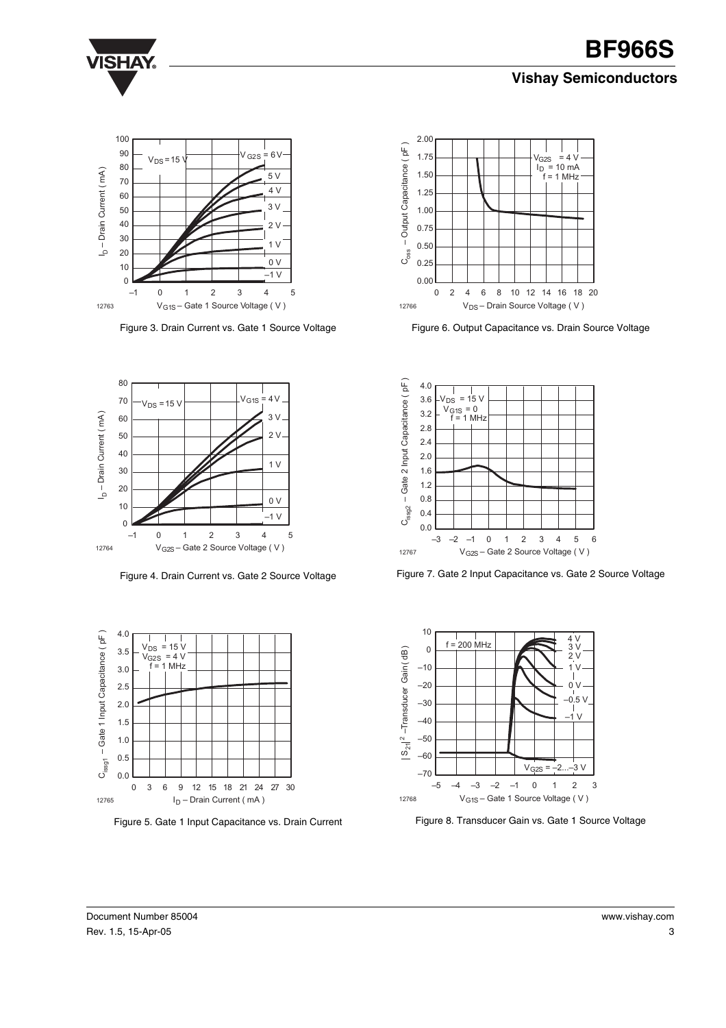Figure 3. Drain Current vs. Gate 1 Source Voltage

Figure 4. Drain Current vs. Gate 2 Source Voltage

Figure 5. Gate 1 Input Capacitance vs. Drain Current

Figure 6. Output Capacitance vs. Drain Source Voltage

Figure 7. Gate 2 Input Capacitance vs. Gate 2 Source Voltage

Figure 8. Transducer Gain vs. Gate 1 Source Voltage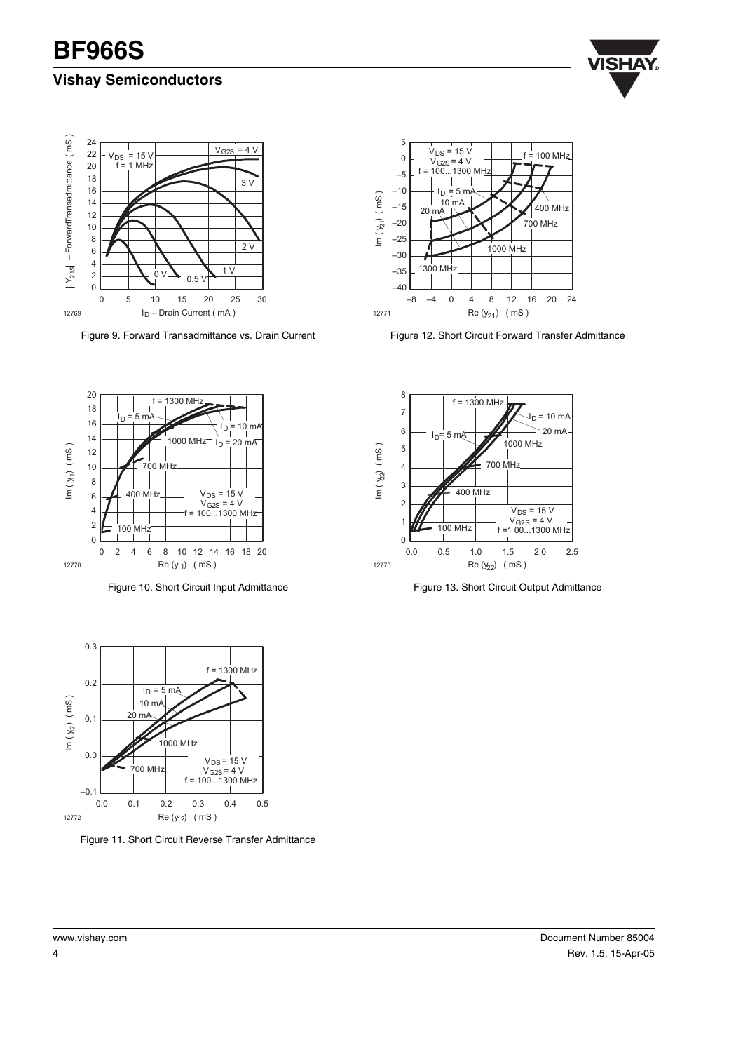Figure 9. Forward Transadmittance vs. Drain Current

Figure 10. Short Circuit Input Admittance

Figure 11. Short Circuit Reverse Transfer Admittance

Figure 12. Short Circuit Forward Transfer Admittance

Figure 13. Short Circuit Output Admittance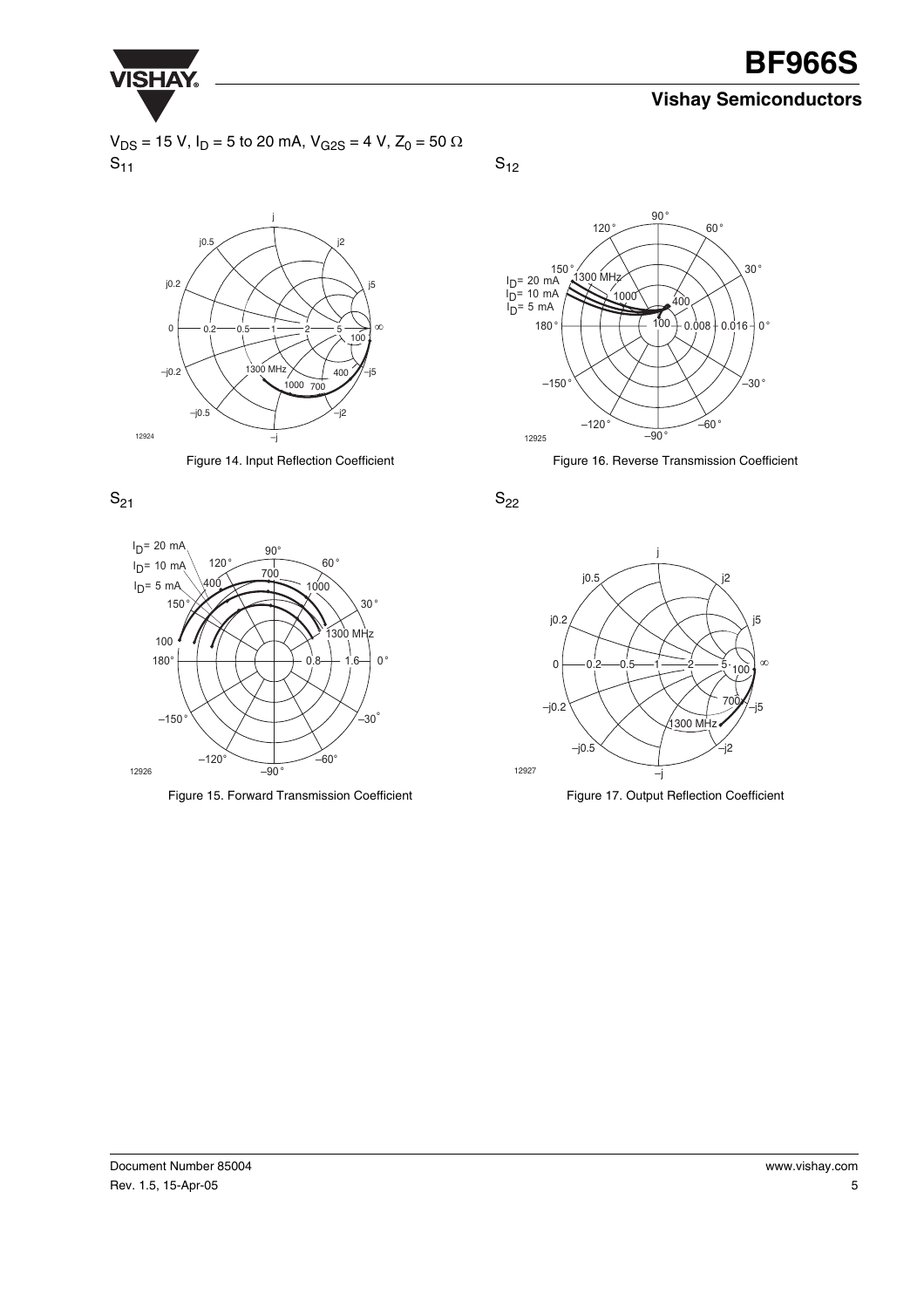$V_{DS}$ = 15 V, $I_D$ = 5 to 20 mA, $V_{G2S}$ = 4 V, $Z_0$ = 50 Ω

$S_{11}$

Figure 14. Input Reflection Coefficient

$S_{12}$

Figure 16. Reverse Transmission Coefficient

$S_{21}$

Figure 15. Forward Transmission Coefficient

$S_{22}$

Figure 17. Output Reflection Coefficient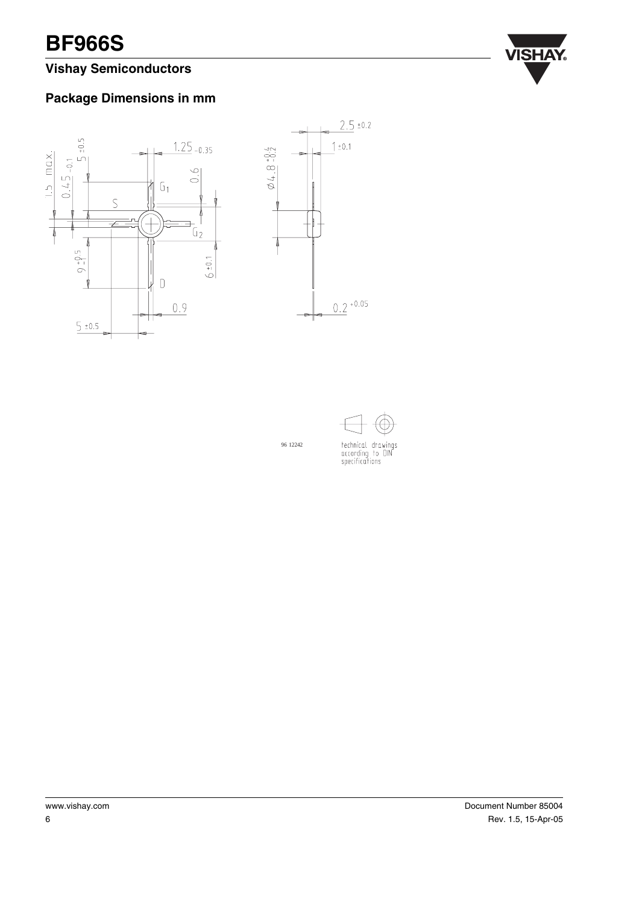## Package Dimensions in mm

96 12242

technical drawings
according to DIN
specifications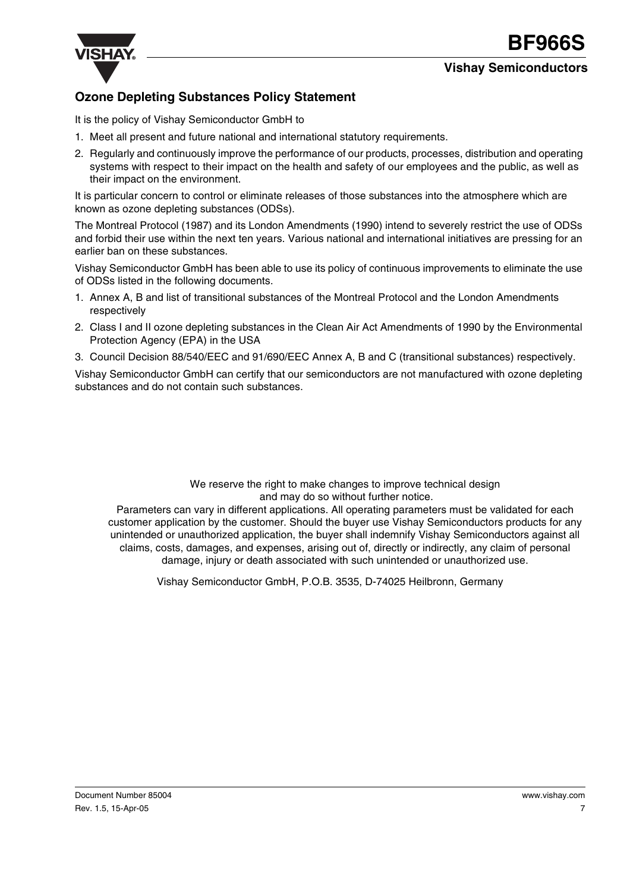## Ozone Depleting Substances Policy Statement

It is the policy of Vishay Semiconductor GmbH to

1. Meet all present and future national and international statutory requirements.
2. Regularly and continuously improve the performance of our products, processes, distribution and operating systems with respect to their impact on the health and safety of our employees and the public, as well as their impact on the environment.

It is particular concern to control or eliminate releases of those substances into the atmosphere which are known as ozone depleting substances (ODSs).

The Montreal Protocol (1987) and its London Amendments (1990) intend to severely restrict the use of ODSs and forbid their use within the next ten years. Various national and international initiatives are pressing for an earlier ban on these substances.

Vishay Semiconductor GmbH has been able to use its policy of continuous improvements to eliminate the use of ODSs listed in the following documents.

1. Annex A, B and list of transitional substances of the Montreal Protocol and the London Amendments respectively
2. Class I and II ozone depleting substances in the Clean Air Act Amendments of 1990 by the Environmental Protection Agency (EPA) in the USA
3. Council Decision 88/540/EEC and 91/690/EEC Annex A, B and C (transitional substances) respectively.

Vishay Semiconductor GmbH can certify that our semiconductors are not manufactured with ozone depleting substances and do not contain such substances.

We reserve the right to make changes to improve technical design and may do so without further notice.

Parameters can vary in different applications. All operating parameters must be validated for each customer application by the customer. Should the buyer use Vishay Semiconductors products for any unintended or unauthorized application, the buyer shall indemnify Vishay Semiconductors against all claims, costs, damages, and expenses, arising out of, directly or indirectly, any claim of personal damage, injury or death associated with such unintended or unauthorized use.

Vishay Semiconductor GmbH, P.O.B. 3535, D-74025 Heilbronn, Germany